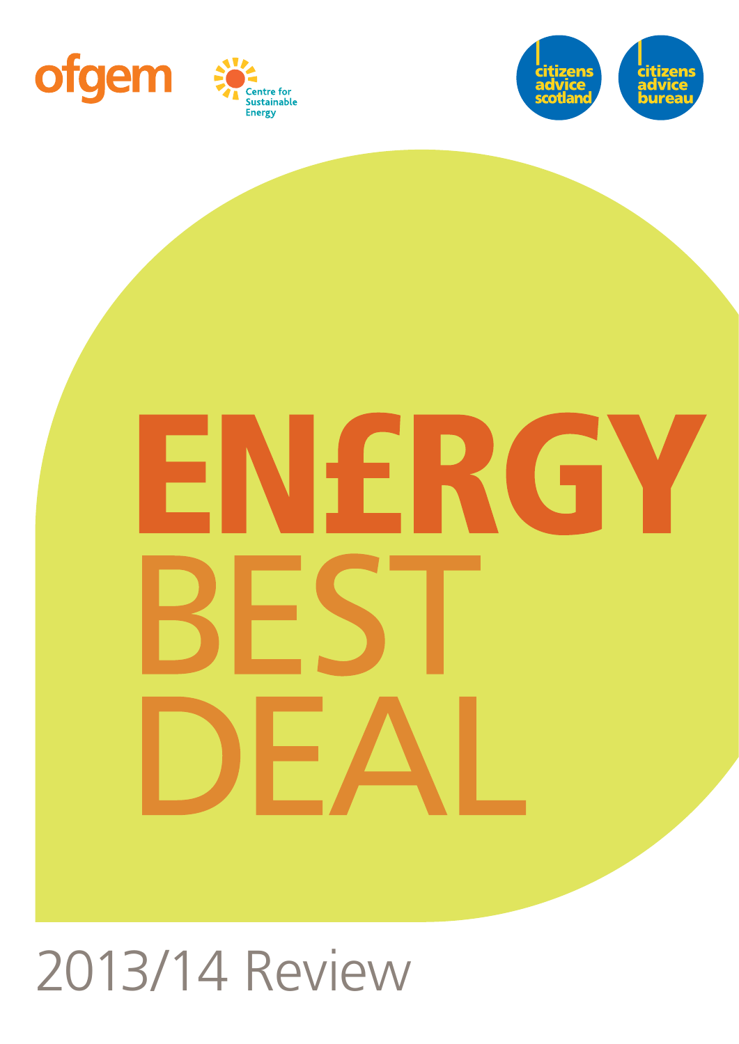ofgem

Centre for Sustainable Energy

citizens advice scotland

citizens advice bureau

# EN£RGY BEST DEAL

## 2013/14 Review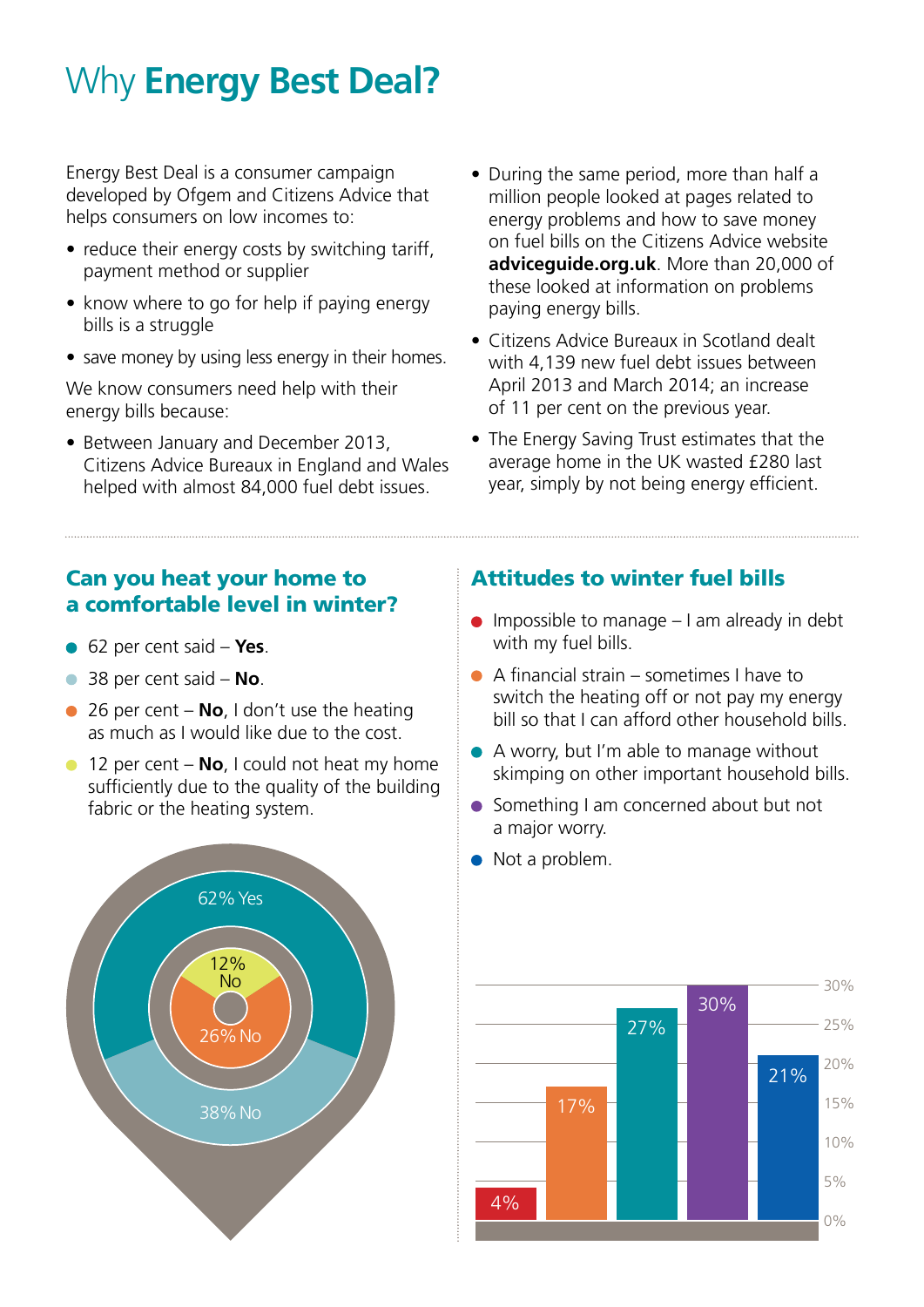# Why **Energy Best Deal?**

Energy Best Deal is a consumer campaign developed by Ofgem and Citizens Advice that helps consumers on low incomes to:

- reduce their energy costs by switching tariff, payment method or supplier
- know where to go for help if paying energy bills is a struggle
- save money by using less energy in their homes.

We know consumers need help with their energy bills because:

- Between January and December 2013, Citizens Advice Bureaux in England and Wales helped with almost 84,000 fuel debt issues.
- During the same period, more than half a million people looked at pages related to energy problems and how to save money on fuel bills on the Citizens Advice website **adviceguide.org.uk**. More than 20,000 of these looked at information on problems paying energy bills.
- Citizens Advice Bureaux in Scotland dealt with 4,139 new fuel debt issues between April 2013 and March 2014; an increase of 11 per cent on the previous year.
- The Energy Saving Trust estimates that the average home in the UK wasted £280 last year, simply by not being energy efficient.

## Can you heat your home to a comfortable level in winter?

- 62 per cent said – **Yes**.
- 38 per cent said – **No**.
- 26 per cent – **No**, I don't use the heating as much as I would like due to the cost.
- 12 per cent – **No**, I could not heat my home sufficiently due to the quality of the building fabric or the heating system.

62% Yes

38% No

12% No

26% No

## Attitudes to winter fuel bills

- Impossible to manage – I am already in debt with my fuel bills.
- A financial strain – sometimes I have to switch the heating off or not pay my energy bill so that I can afford other household bills.
- A worry, but I'm able to manage without skimping on other important household bills.
- Something I am concerned about but not a major worry.
- Not a problem.

| Attitude | Percentage |
|---|---|
| Impossible to manage | 4% |
| A financial strain | 17% |
| A worry, but able to manage | 27% |
| Something I am concerned about but not a major worry | 30% |
| Not a problem | 21% |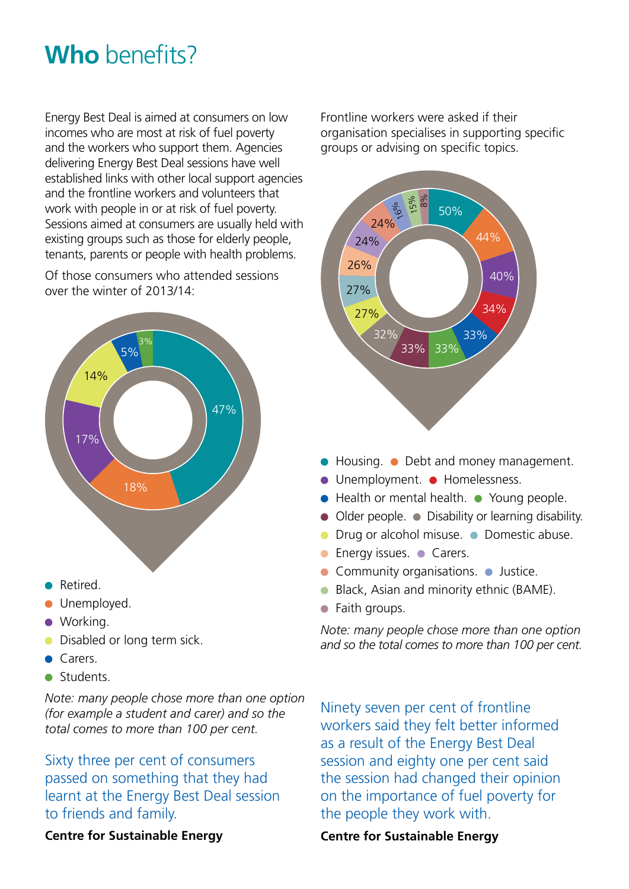# **Who** benefits?

Energy Best Deal is aimed at consumers on low incomes who are most at risk of fuel poverty and the workers who support them. Agencies delivering Energy Best Deal sessions have well established links with other local support agencies and the frontline workers and volunteers that work with people in or at risk of fuel poverty. Sessions aimed at consumers are usually held with existing groups such as those for elderly people, tenants, parents or people with health problems.

Of those consumers who attended sessions over the winter of 2013/14:

| Category | Percentage |
| --- | --- |
| Retired. | 47% |
| Unemployed. | 18% |
| Working. | 17% |
| Disabled or long term sick. | 14% |
| Carers. | 5% |
| Students. | 3% |

*Note: many people chose more than one option (for example a student and carer) and so the total comes to more than 100 per cent.*

Sixty three per cent of consumers passed on something that they had learnt at the Energy Best Deal session to friends and family.

**Centre for Sustainable Energy**

Frontline workers were asked if their organisation specialises in supporting specific groups or advising on specific topics.

| Category | Percentage |
| --- | --- |
| Housing. | 50% |
| Debt and money management. | 44% |
| Unemployment. | 40% |
| Homelessness. | 34% |
| Health or mental health. | 33% |
| Young people. | 33% |
| Older people. | 33% |
| Disability or learning disability. | 32% |
| Drug or alcohol misuse. | 27% |
| Domestic abuse. | 27% |
| Energy issues. | 26% |
| Carers. | 24% |
| Community organisations. | 24% |
| Justice. | 16% |
| Black, Asian and minority ethnic (BAME). | 15% |
| Faith groups. | 8% |

*Note: many people chose more than one option and so the total comes to more than 100 per cent.*

Ninety seven per cent of frontline workers said they felt better informed as a result of the Energy Best Deal session and eighty one per cent said the session had changed their opinion on the importance of fuel poverty for the people they work with.

**Centre for Sustainable Energy**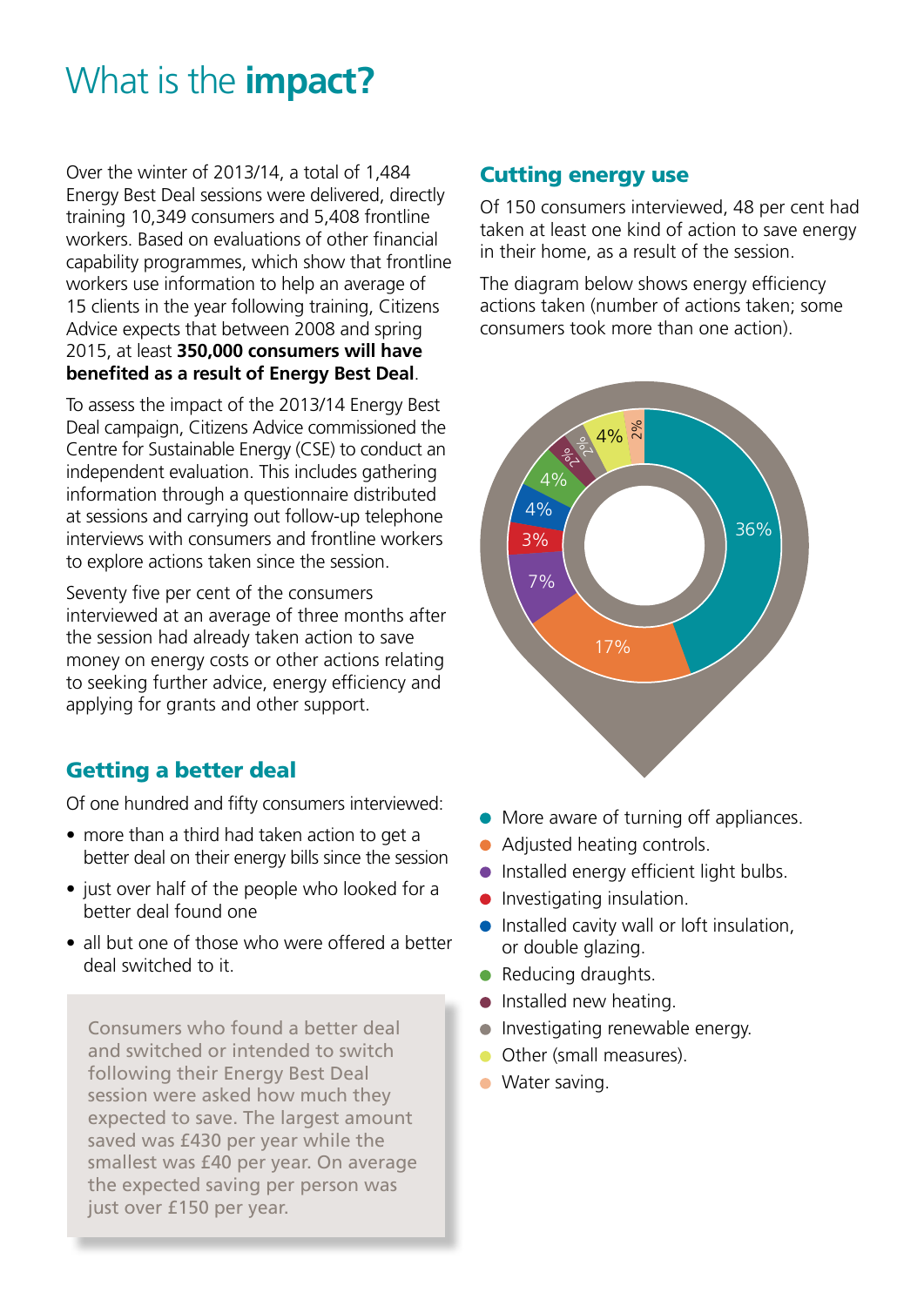# What is the **impact?**

Over the winter of 2013/14, a total of 1,484 Energy Best Deal sessions were delivered, directly training 10,349 consumers and 5,408 frontline workers. Based on evaluations of other financial capability programmes, which show that frontline workers use information to help an average of 15 clients in the year following training, Citizens Advice expects that between 2008 and spring 2015, at least **350,000 consumers will have benefited as a result of Energy Best Deal**.

To assess the impact of the 2013/14 Energy Best Deal campaign, Citizens Advice commissioned the Centre for Sustainable Energy (CSE) to conduct an independent evaluation. This includes gathering information through a questionnaire distributed at sessions and carrying out follow-up telephone interviews with consumers and frontline workers to explore actions taken since the session.

Seventy five per cent of the consumers interviewed at an average of three months after the session had already taken action to save money on energy costs or other actions relating to seeking further advice, energy efficiency and applying for grants and other support.

## Getting a better deal

Of one hundred and fifty consumers interviewed:

- more than a third had taken action to get a better deal on their energy bills since the session
- just over half of the people who looked for a better deal found one
- all but one of those who were offered a better deal switched to it.

Consumers who found a better deal and switched or intended to switch following their Energy Best Deal session were asked how much they expected to save. The largest amount saved was £430 per year while the smallest was £40 per year. On average the expected saving per person was just over £150 per year.

## Cutting energy use

Of 150 consumers interviewed, 48 per cent had taken at least one kind of action to save energy in their home, as a result of the session.

The diagram below shows energy efficiency actions taken (number of actions taken; some consumers took more than one action).

| Action | % |
|---|---|
| More aware of turning off appliances. | 36% |
| Adjusted heating controls. | 17% |
| Installed energy efficient light bulbs. | 7% |
| Investigating insulation. | 3% |
| Installed cavity wall or loft insulation, or double glazing. | 4% |
| Reducing draughts. | 4% |
| Installed new heating. | 2% |
| Investigating renewable energy. | 2% |
| Other (small measures). | 4% |
| Water saving. | 2% |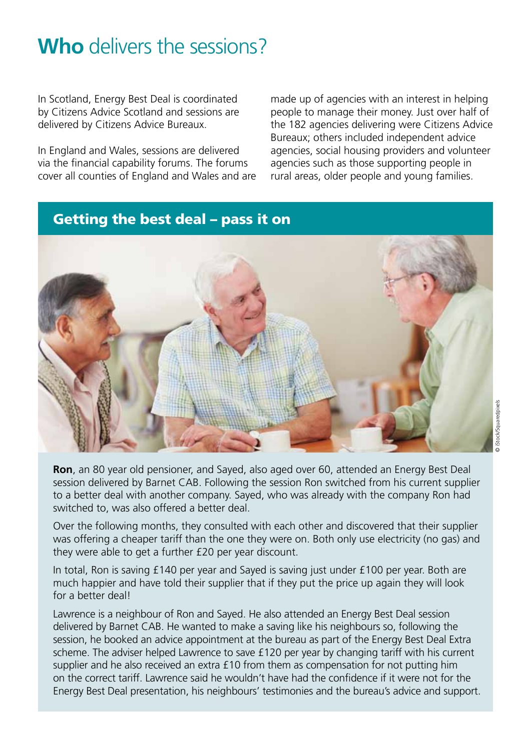# **Who** delivers the sessions?

In Scotland, Energy Best Deal is coordinated by Citizens Advice Scotland and sessions are delivered by Citizens Advice Bureaux.

In England and Wales, sessions are delivered via the financial capability forums. The forums cover all counties of England and Wales and are made up of agencies with an interest in helping people to manage their money. Just over half of the 182 agencies delivering were Citizens Advice Bureaux; others included independent advice agencies, social housing providers and volunteer agencies such as those supporting people in rural areas, older people and young families.

## Getting the best deal – pass it on

© iStock/Squaredpixels

**Ron**, an 80 year old pensioner, and Sayed, also aged over 60, attended an Energy Best Deal session delivered by Barnet CAB. Following the session Ron switched from his current supplier to a better deal with another company. Sayed, who was already with the company Ron had switched to, was also offered a better deal.

Over the following months, they consulted with each other and discovered that their supplier was offering a cheaper tariff than the one they were on. Both only use electricity (no gas) and they were able to get a further £20 per year discount.

In total, Ron is saving £140 per year and Sayed is saving just under £100 per year. Both are much happier and have told their supplier that if they put the price up again they will look for a better deal!

Lawrence is a neighbour of Ron and Sayed. He also attended an Energy Best Deal session delivered by Barnet CAB. He wanted to make a saving like his neighbours so, following the session, he booked an advice appointment at the bureau as part of the Energy Best Deal Extra scheme. The adviser helped Lawrence to save £120 per year by changing tariff with his current supplier and he also received an extra £10 from them as compensation for not putting him on the correct tariff. Lawrence said he wouldn't have had the confidence if it were not for the Energy Best Deal presentation, his neighbours' testimonies and the bureau's advice and support.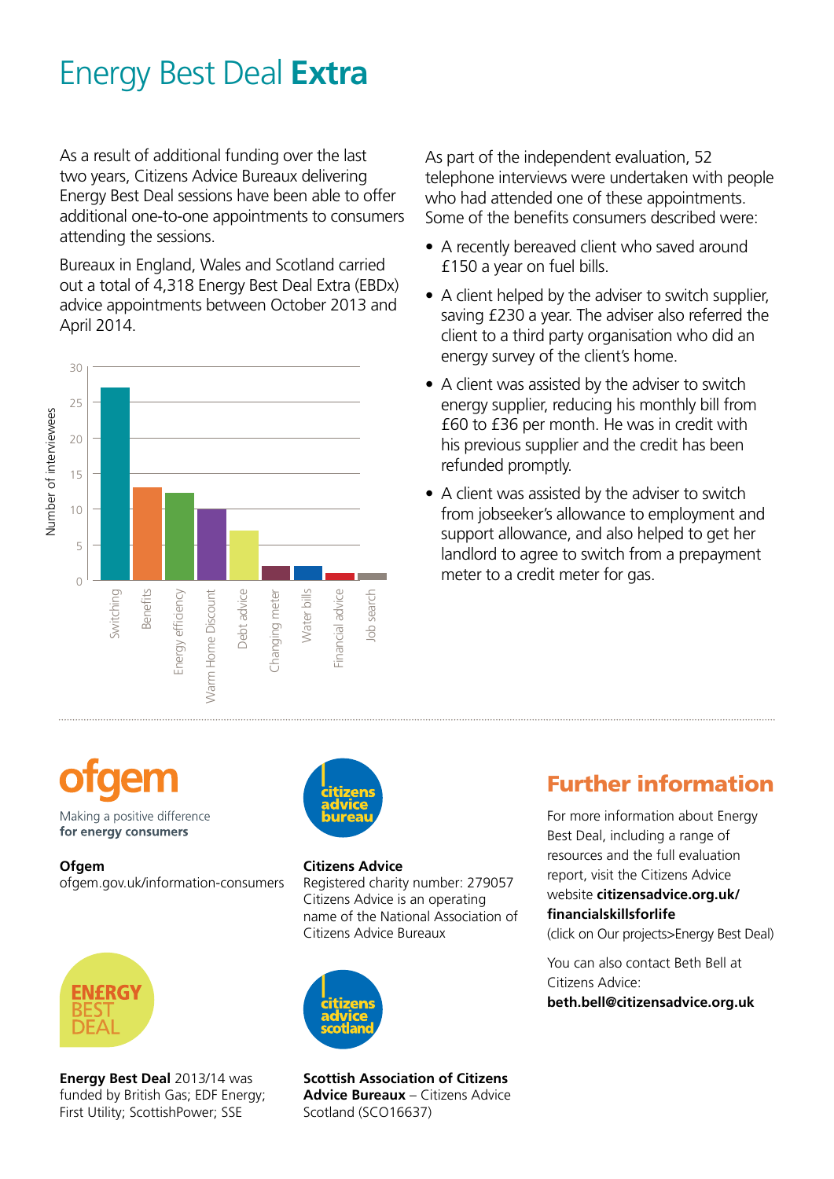# Energy Best Deal **Extra**

As a result of additional funding over the last two years, Citizens Advice Bureaux delivering Energy Best Deal sessions have been able to offer additional one-to-one appointments to consumers attending the sessions.

Bureaux in England, Wales and Scotland carried out a total of 4,318 Energy Best Deal Extra (EBDx) advice appointments between October 2013 and April 2014.

Number of interviewees

30
25
20
15
10
5
0

Switching
Benefits
Energy efficiency
Warm Home Discount
Debt advice
Changing meter
Water bills
Financial advice
Job search

As part of the independent evaluation, 52 telephone interviews were undertaken with people who had attended one of these appointments. Some of the benefits consumers described were:

- A recently bereaved client who saved around £150 a year on fuel bills.
- A client helped by the adviser to switch supplier, saving £230 a year. The adviser also referred the client to a third party organisation who did an energy survey of the client's home.
- A client was assisted by the adviser to switch energy supplier, reducing his monthly bill from £60 to £36 per month. He was in credit with his previous supplier and the credit has been refunded promptly.
- A client was assisted by the adviser to switch from jobseeker's allowance to employment and support allowance, and also helped to get her landlord to agree to switch from a prepayment meter to a credit meter for gas.

ofgem

Making a positive difference
**for energy consumers**

**Ofgem**
ofgem.gov.uk/information-consumers

citizens advice bureau

**Citizens Advice**
Registered charity number: 279057
Citizens Advice is an operating name of the National Association of Citizens Advice Bureaux

ENERGY BEST DEAL

**Energy Best Deal** 2013/14 was funded by British Gas; EDF Energy; First Utility; ScottishPower; SSE

citizens advice scotland

**Scottish Association of Citizens Advice Bureaux** – Citizens Advice Scotland (SCO16637)

## Further information

For more information about Energy Best Deal, including a range of resources and the full evaluation report, visit the Citizens Advice website **citizensadvice.org.uk/financialskillsforlife**
(click on Our projects>Energy Best Deal)

You can also contact Beth Bell at Citizens Advice:
**beth.bell@citizensadvice.org.uk**